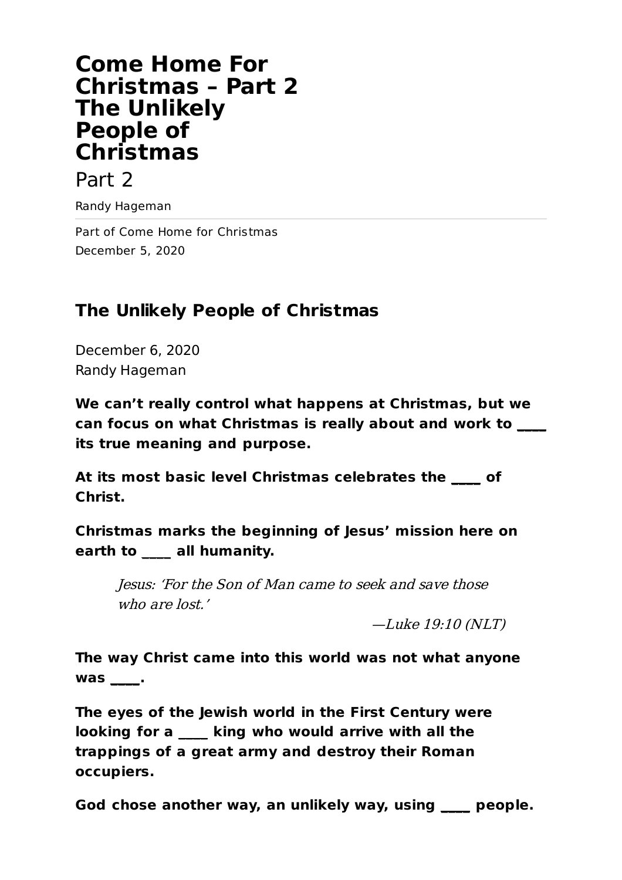# Come Home For Christmas – Part 2 The Unlikely People of Christmas

Part 2

Randy Hageman

Part of Come Home for Christmas
December 5, 2020

## The Unlikely People of Christmas

December 6, 2020
Randy Hageman

**We can't really control what happens at Christmas, but we can focus on what Christmas is really about and work to ____ its true meaning and purpose.**

**At its most basic level Christmas celebrates the ____ of Christ.**

**Christmas marks the beginning of Jesus' mission here on earth to ____ all humanity.**

> *Jesus: 'For the Son of Man came to seek and save those who are lost.'*
>
> *—Luke 19:10 (NLT)*

**The way Christ came into this world was not what anyone was ____.**

**The eyes of the Jewish world in the First Century were looking for a ____ king who would arrive with all the trappings of a great army and destroy their Roman occupiers.**

**God chose another way, an unlikely way, using ____ people.**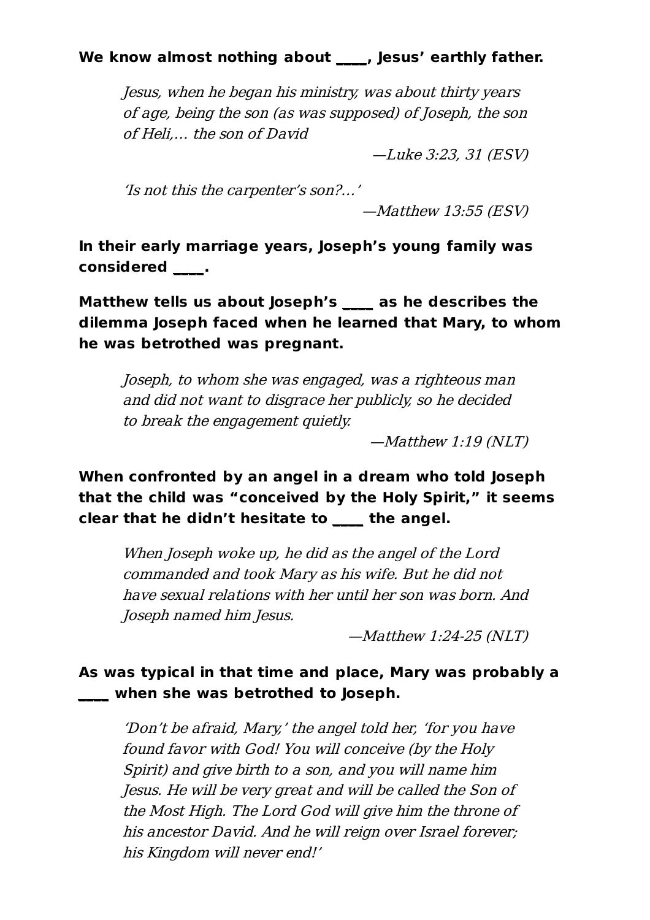**We know almost nothing about ____, Jesus' earthly father.**

> *Jesus, when he began his ministry, was about thirty years of age, being the son (as was supposed) of Joseph, the son of Heli,… the son of David*
>
> *—Luke 3:23, 31 (ESV)*

> *'Is not this the carpenter's son?…'*
>
> *—Matthew 13:55 (ESV)*

**In their early marriage years, Joseph's young family was considered ____.**

**Matthew tells us about Joseph's ____ as he describes the dilemma Joseph faced when he learned that Mary, to whom he was betrothed was pregnant.**

> *Joseph, to whom she was engaged, was a righteous man and did not want to disgrace her publicly, so he decided to break the engagement quietly.*
>
> *—Matthew 1:19 (NLT)*

**When confronted by an angel in a dream who told Joseph that the child was "conceived by the Holy Spirit," it seems clear that he didn't hesitate to ____ the angel.**

> *When Joseph woke up, he did as the angel of the Lord commanded and took Mary as his wife. But he did not have sexual relations with her until her son was born. And Joseph named him Jesus.*
>
> *—Matthew 1:24-25 (NLT)*

**As was typical in that time and place, Mary was probably a ____ when she was betrothed to Joseph.**

> *'Don't be afraid, Mary,' the angel told her, 'for you have found favor with God! You will conceive (by the Holy Spirit) and give birth to a son, and you will name him Jesus. He will be very great and will be called the Son of the Most High. The Lord God will give him the throne of his ancestor David. And he will reign over Israel forever; his Kingdom will never end!'*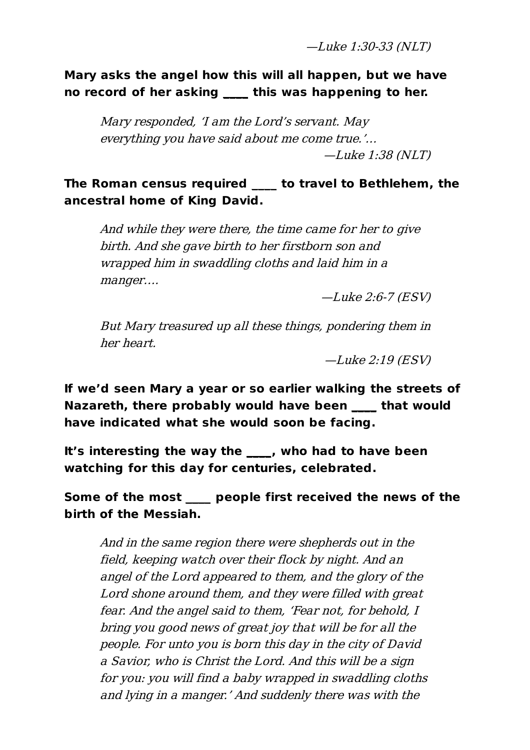*—Luke 1:30-33 (NLT)*

**Mary asks the angel how this will all happen, but we have no record of her asking ____ this was happening to her.**

> *Mary responded, 'I am the Lord's servant. May everything you have said about me come true.'…*
> *—Luke 1:38 (NLT)*

**The Roman census required ____ to travel to Bethlehem, the ancestral home of King David.**

> *And while they were there, the time came for her to give birth. And she gave birth to her firstborn son and wrapped him in swaddling cloths and laid him in a manger.…*
> *—Luke 2:6-7 (ESV)*

> *But Mary treasured up all these things, pondering them in her heart.*
> *—Luke 2:19 (ESV)*

**If we'd seen Mary a year or so earlier walking the streets of Nazareth, there probably would have been ____ that would have indicated what she would soon be facing.**

**It's interesting the way the ____, who had to have been watching for this day for centuries, celebrated.**

**Some of the most ____ people first received the news of the birth of the Messiah.**

> *And in the same region there were shepherds out in the field, keeping watch over their flock by night. And an angel of the Lord appeared to them, and the glory of the Lord shone around them, and they were filled with great fear. And the angel said to them, 'Fear not, for behold, I bring you good news of great joy that will be for all the people. For unto you is born this day in the city of David a Savior, who is Christ the Lord. And this will be a sign for you: you will find a baby wrapped in swaddling cloths and lying in a manger.' And suddenly there was with the*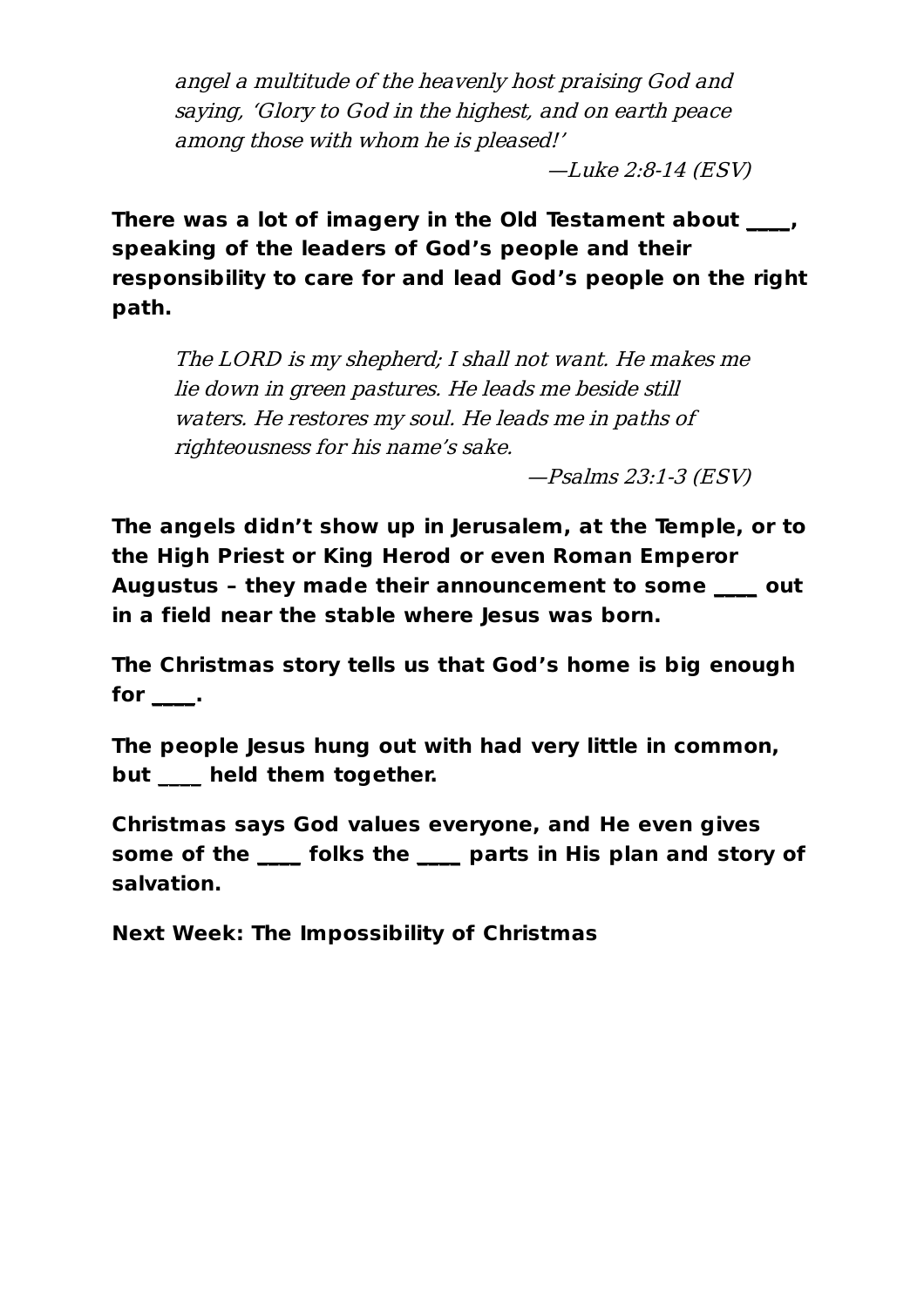*angel a multitude of the heavenly host praising God and saying, 'Glory to God in the highest, and on earth peace among those with whom he is pleased!'*

*—Luke 2:8-14 (ESV)*

**There was a lot of imagery in the Old Testament about ____, speaking of the leaders of God's people and their responsibility to care for and lead God's people on the right path.**

*The LORD is my shepherd; I shall not want. He makes me lie down in green pastures. He leads me beside still waters. He restores my soul. He leads me in paths of righteousness for his name's sake.*

*—Psalms 23:1-3 (ESV)*

**The angels didn't show up in Jerusalem, at the Temple, or to the High Priest or King Herod or even Roman Emperor Augustus – they made their announcement to some ____ out in a field near the stable where Jesus was born.**

**The Christmas story tells us that God's home is big enough for ____.**

**The people Jesus hung out with had very little in common, but ____ held them together.**

**Christmas says God values everyone, and He even gives some of the ____ folks the ____ parts in His plan and story of salvation.**

**Next Week: The Impossibility of Christmas**